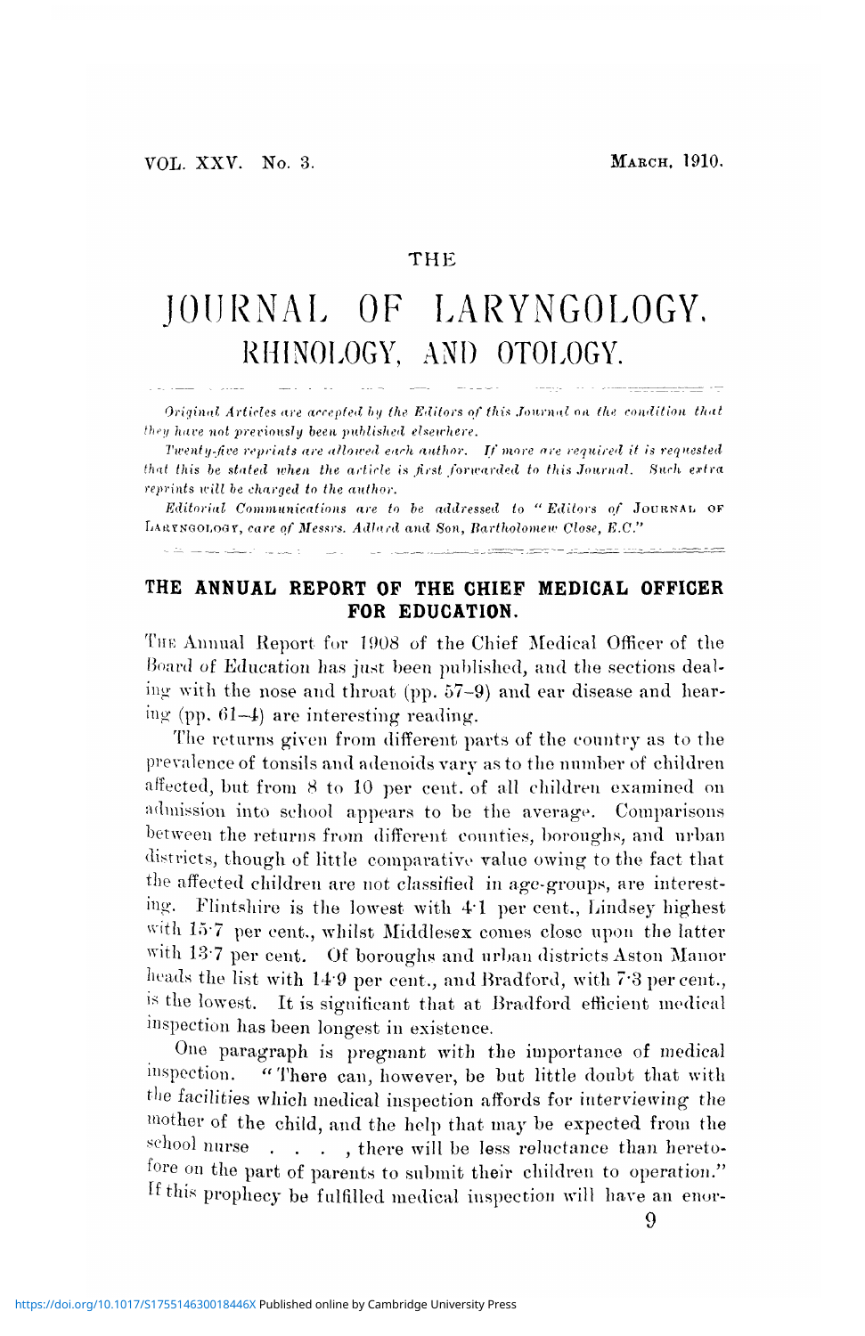# THE JOURNAL OF LARYNGOLOGY, RHINOLOGY, AND OTOLOGY.

*Original Articles are accepted by the Editors of this Journal on the condition that they have not previously been published elsewhere.*

*Twenty-five reprints are allowed each author. If more are required it is requested that this be stated when the article is first forwarded to this Journal. Such extra reprints will be charged to the author.*

*Editorial Communications are to be addressed to "Editors of* JOURNAL OF LARYNGOLOGY, *care of Messrs. Adlard and Son, Bartholomew Close, E.C."*

## THE ANNUAL REPORT OF THE CHIEF MEDICAL OFFICER FOR EDUCATION.

THE Annual Report for 1908 of the Chief Medical Officer of the Board of Education has just been published, and the sections dealing with the nose and throat (pp. 57–9) and ear disease and hearing (pp. 61–4) are interesting reading.

The returns given from different parts of the country as to the prevalence of tonsils and adenoids vary as to the number of children affected, but from 8 to 10 per cent. of all children examined on admission into school appears to be the average. Comparisons between the returns from different counties, boroughs, and urban districts, though of little comparative value owing to the fact that the affected children are not classified in age-groups, are interesting. Flintshire is the lowest with 4·1 per cent., Lindsey highest with 15·7 per cent., whilst Middlesex comes close upon the latter with 13·7 per cent. Of boroughs and urban districts Aston Manor heads the list with 14·9 per cent., and Bradford, with 7·3 per cent., is the lowest. It is significant that at Bradford efficient medical inspection has been longest in existence.

One paragraph is pregnant with the importance of medical inspection. "There can, however, be but little doubt that with the facilities which medical inspection affords for interviewing the mother of the child, and the help that may be expected from the school nurse . . . , there will be less reluctance than heretofore on the part of parents to submit their children to operation." If this prophecy be fulfilled medical inspection will have an enor-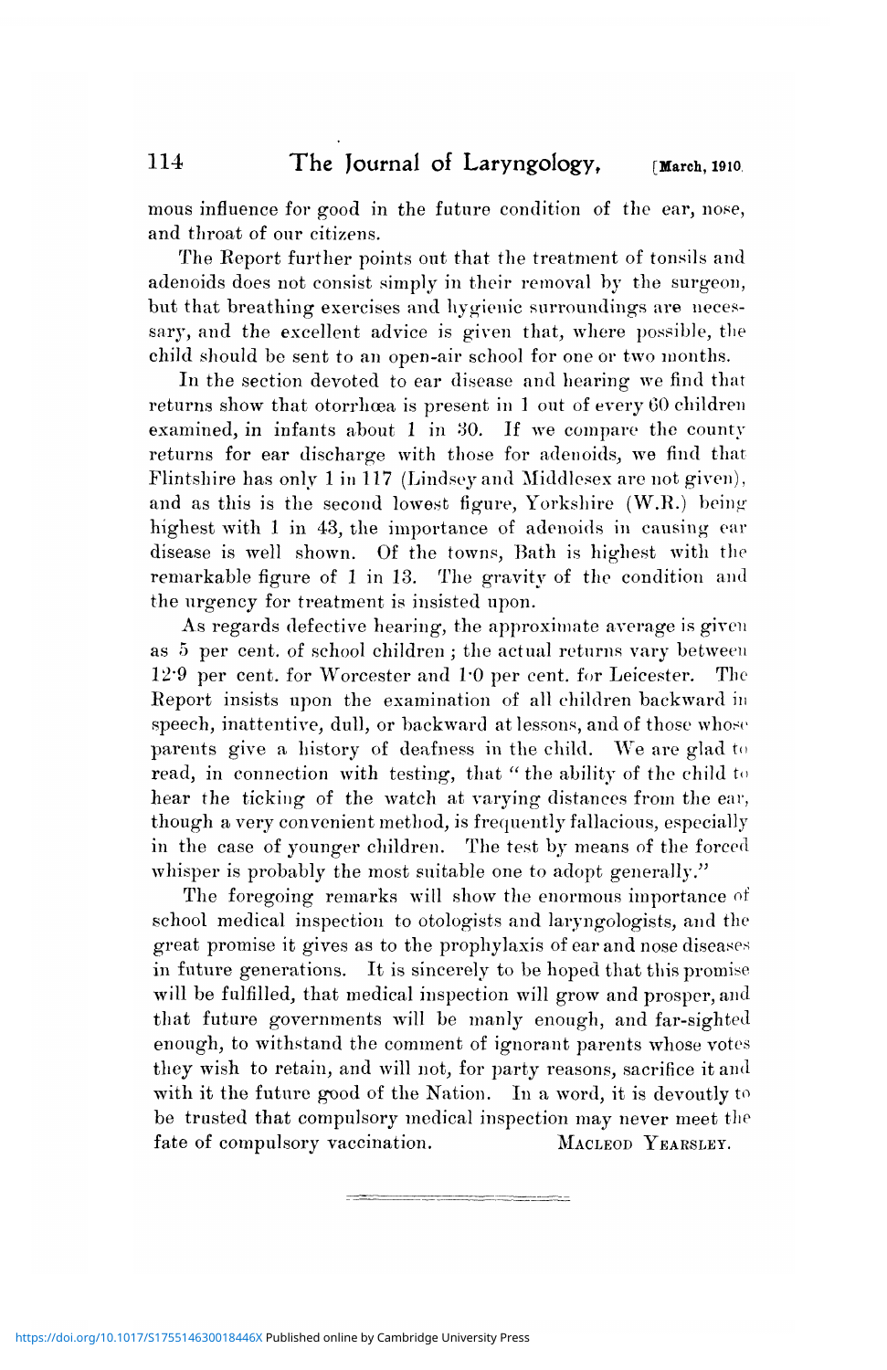mous influence for good in the future condition of the ear, nose, and throat of our citizens.

The Report further points out that the treatment of tonsils and adenoids does not consist simply in their removal by the surgeon, but that breathing exercises and hygienic surroundings are necessary, and the excellent advice is given that, where possible, the child should be sent to an open-air school for one or two months.

In the section devoted to ear disease and hearing we find that returns show that otorrhœa is present in 1 out of every 60 children examined, in infants about 1 in 30. If we compare the county returns for ear discharge with those for adenoids, we find that Flintshire has only 1 in 117 (Lindsey and Middlesex are not given), and as this is the second lowest figure, Yorkshire (W.R.) being highest with 1 in 43, the importance of adenoids in causing ear disease is well shown. Of the towns, Bath is highest with the remarkable figure of 1 in 13. The gravity of the condition and the urgency for treatment is insisted upon.

As regards defective hearing, the approximate average is given as 5 per cent. of school children; the actual returns vary between 12·9 per cent. for Worcester and 1·0 per cent. for Leicester. The Report insists upon the examination of all children backward in speech, inattentive, dull, or backward at lessons, and of those whose parents give a history of deafness in the child. We are glad to read, in connection with testing, that "the ability of the child to hear the ticking of the watch at varying distances from the ear, though a very convenient method, is frequently fallacious, especially in the case of younger children. The test by means of the forced whisper is probably the most suitable one to adopt generally."

The foregoing remarks will show the enormous importance of school medical inspection to otologists and laryngologists, and the great promise it gives as to the prophylaxis of ear and nose diseases in future generations. It is sincerely to be hoped that this promise will be fulfilled, that medical inspection will grow and prosper, and that future governments will be manly enough, and far-sighted enough, to withstand the comment of ignorant parents whose votes they wish to retain, and will not, for party reasons, sacrifice it and with it the future good of the Nation. In a word, it is devoutly to be trusted that compulsory medical inspection may never meet the fate of compulsory vaccination.

MACLEOD YEARSLEY.